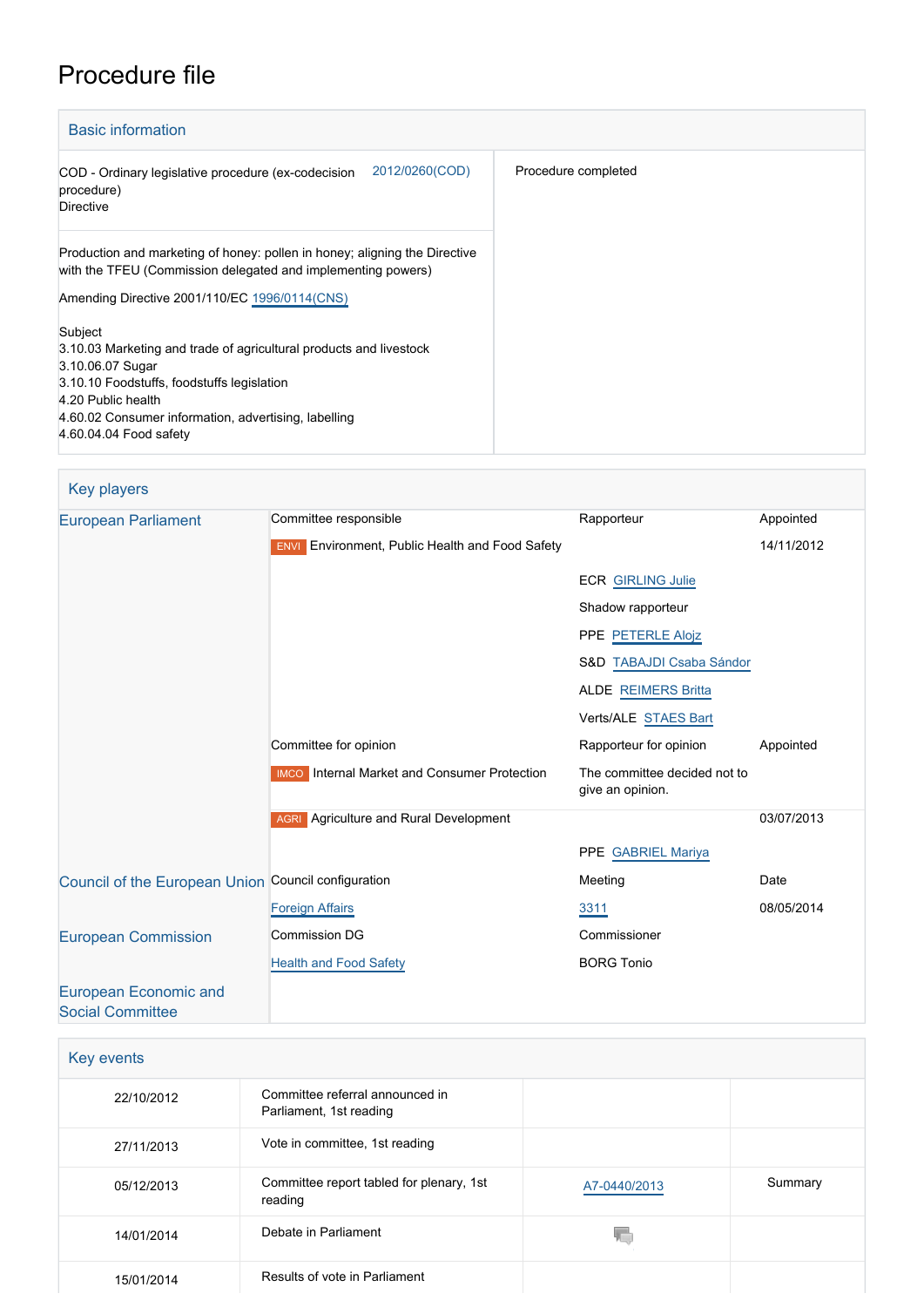# Procedure file

## Basic information

| | |
|---|---|
| COD - Ordinary legislative procedure (ex-codecision procedure)<br>Directive 2012/0260(COD) | Procedure completed |
| Production and marketing of honey: pollen in honey; aligning the Directive with the TFEU (Commission delegated and implementing powers)<br><br>Amending Directive 2001/110/EC 1996/0114(CNS)<br><br>Subject<br>3.10.03 Marketing and trade of agricultural products and livestock<br>3.10.06.07 Sugar<br>3.10.10 Foodstuffs, foodstuffs legislation<br>4.20 Public health<br>4.60.02 Consumer information, advertising, labelling<br>4.60.04.04 Food safety | |

## Key players

| | | | |
|---|---|---|---|
| European Parliament | Committee responsible | Rapporteur | Appointed |
| | ENVI Environment, Public Health and Food Safety | | 14/11/2012 |
| | | ECR GIRLING Julie | |
| | | Shadow rapporteur | |
| | | PPE PETERLE Alojz | |
| | | S&D TABAJDI Csaba Sándor | |
| | | ALDE REIMERS Britta | |
| | | Verts/ALE STAES Bart | |
| | Committee for opinion | Rapporteur for opinion | Appointed |
| | IMCO Internal Market and Consumer Protection | The committee decided not to give an opinion. | |
| | AGRI Agriculture and Rural Development | | 03/07/2013 |
| | | PPE GABRIEL Mariya | |
| Council of the European Union | Council configuration | Meeting | Date |
| | Foreign Affairs | 3311 | 08/05/2014 |
| European Commission | Commission DG | Commissioner | |
| | Health and Food Safety | BORG Tonio | |
| European Economic and Social Committee | | | |

## Key events

| | | | |
|---|---|---|---|
| 22/10/2012 | Committee referral announced in Parliament, 1st reading | | |
| 27/11/2013 | Vote in committee, 1st reading | | |
| 05/12/2013 | Committee report tabled for plenary, 1st reading | A7-0440/2013 | Summary |
| 14/01/2014 | Debate in Parliament | | |
| 15/01/2014 | Results of vote in Parliament | | |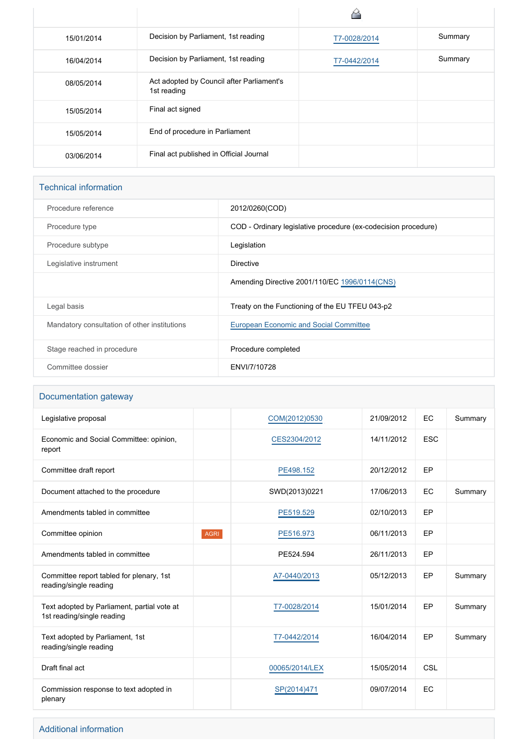| | | | |
|---|---|---|---|
| 15/01/2014 | Decision by Parliament, 1st reading | T7-0028/2014 | Summary |
| 16/04/2014 | Decision by Parliament, 1st reading | T7-0442/2014 | Summary |
| 08/05/2014 | Act adopted by Council after Parliament's 1st reading | | |
| 15/05/2014 | Final act signed | | |
| 15/05/2014 | End of procedure in Parliament | | |
| 03/06/2014 | Final act published in Official Journal | | |

## Technical information

| | |
|---|---|
| Procedure reference | 2012/0260(COD) |
| Procedure type | COD - Ordinary legislative procedure (ex-codecision procedure) |
| Procedure subtype | Legislation |
| Legislative instrument | Directive |
| | Amending Directive 2001/110/EC 1996/0114(CNS) |
| Legal basis | Treaty on the Functioning of the EU TFEU 043-p2 |
| Mandatory consultation of other institutions | European Economic and Social Committee |
| Stage reached in procedure | Procedure completed |
| Committee dossier | ENVI/7/10728 |

## Documentation gateway

| | | | | | |
|---|---|---|---|---|---|
| Legislative proposal | | COM(2012)0530 | 21/09/2012 | EC | Summary |
| Economic and Social Committee: opinion, report | | CES2304/2012 | 14/11/2012 | ESC | |
| Committee draft report | | PE498.152 | 20/12/2012 | EP | |
| Document attached to the procedure | | SWD(2013)0221 | 17/06/2013 | EC | Summary |
| Amendments tabled in committee | | PE519.529 | 02/10/2013 | EP | |
| Committee opinion | AGRI | PE516.973 | 06/11/2013 | EP | |
| Amendments tabled in committee | | PE524.594 | 26/11/2013 | EP | |
| Committee report tabled for plenary, 1st reading/single reading | | A7-0440/2013 | 05/12/2013 | EP | Summary |
| Text adopted by Parliament, partial vote at 1st reading/single reading | | T7-0028/2014 | 15/01/2014 | EP | Summary |
| Text adopted by Parliament, 1st reading/single reading | | T7-0442/2014 | 16/04/2014 | EP | Summary |
| Draft final act | | 00065/2014/LEX | 15/05/2014 | CSL | |
| Commission response to text adopted in plenary | | SP(2014)471 | 09/07/2014 | EC | |

## Additional information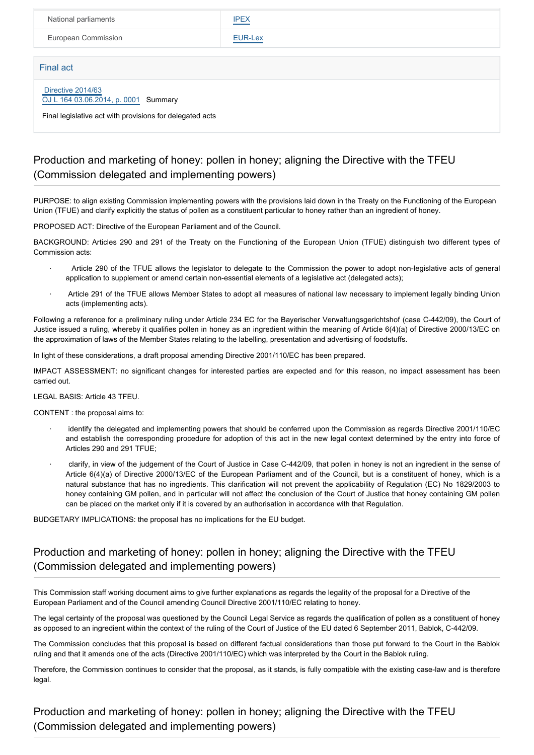| National parliaments | IPEX |
| --- | --- |
| European Commission | EUR-Lex |

## Final act

Directive 2014/63
OJ L 164 03.06.2014, p. 0001 Summary

Final legislative act with provisions for delegated acts

## Production and marketing of honey: pollen in honey; aligning the Directive with the TFEU (Commission delegated and implementing powers)

PURPOSE: to align existing Commission implementing powers with the provisions laid down in the Treaty on the Functioning of the European Union (TFUE) and clarify explicitly the status of pollen as a constituent particular to honey rather than an ingredient of honey.

PROPOSED ACT: Directive of the European Parliament and of the Council.

BACKGROUND: Articles 290 and 291 of the Treaty on the Functioning of the European Union (TFUE) distinguish two different types of Commission acts:

- Article 290 of the TFUE allows the legislator to delegate to the Commission the power to adopt non-legislative acts of general application to supplement or amend certain non-essential elements of a legislative act (delegated acts);
- Article 291 of the TFUE allows Member States to adopt all measures of national law necessary to implement legally binding Union acts (implementing acts).

Following a reference for a preliminary ruling under Article 234 EC for the Bayerischer Verwaltungsgerichtshof (case C-442/09), the Court of Justice issued a ruling, whereby it qualifies pollen in honey as an ingredient within the meaning of Article 6(4)(a) of Directive 2000/13/EC on the approximation of laws of the Member States relating to the labelling, presentation and advertising of foodstuffs.

In light of these considerations, a draft proposal amending Directive 2001/110/EC has been prepared.

IMPACT ASSESSMENT: no significant changes for interested parties are expected and for this reason, no impact assessment has been carried out.

LEGAL BASIS: Article 43 TFEU.

CONTENT : the proposal aims to:

- identify the delegated and implementing powers that should be conferred upon the Commission as regards Directive 2001/110/EC and establish the corresponding procedure for adoption of this act in the new legal context determined by the entry into force of Articles 290 and 291 TFEU;
- clarify, in view of the judgement of the Court of Justice in Case C-442/09, that pollen in honey is not an ingredient in the sense of Article 6(4)(a) of Directive 2000/13/EC of the European Parliament and of the Council, but is a constituent of honey, which is a natural substance that has no ingredients. This clarification will not prevent the applicability of Regulation (EC) No 1829/2003 to honey containing GM pollen, and in particular will not affect the conclusion of the Court of Justice that honey containing GM pollen can be placed on the market only if it is covered by an authorisation in accordance with that Regulation.

BUDGETARY IMPLICATIONS: the proposal has no implications for the EU budget.

## Production and marketing of honey: pollen in honey; aligning the Directive with the TFEU (Commission delegated and implementing powers)

This Commission staff working document aims to give further explanations as regards the legality of the proposal for a Directive of the European Parliament and of the Council amending Council Directive 2001/110/EC relating to honey.

The legal certainty of the proposal was questioned by the Council Legal Service as regards the qualification of pollen as a constituent of honey as opposed to an ingredient within the context of the ruling of the Court of Justice of the EU dated 6 September 2011, Bablok, C-442/09.

The Commission concludes that this proposal is based on different factual considerations than those put forward to the Court in the Bablok ruling and that it amends one of the acts (Directive 2001/110/EC) which was interpreted by the Court in the Bablok ruling.

Therefore, the Commission continues to consider that the proposal, as it stands, is fully compatible with the existing case-law and is therefore legal.

## Production and marketing of honey: pollen in honey; aligning the Directive with the TFEU (Commission delegated and implementing powers)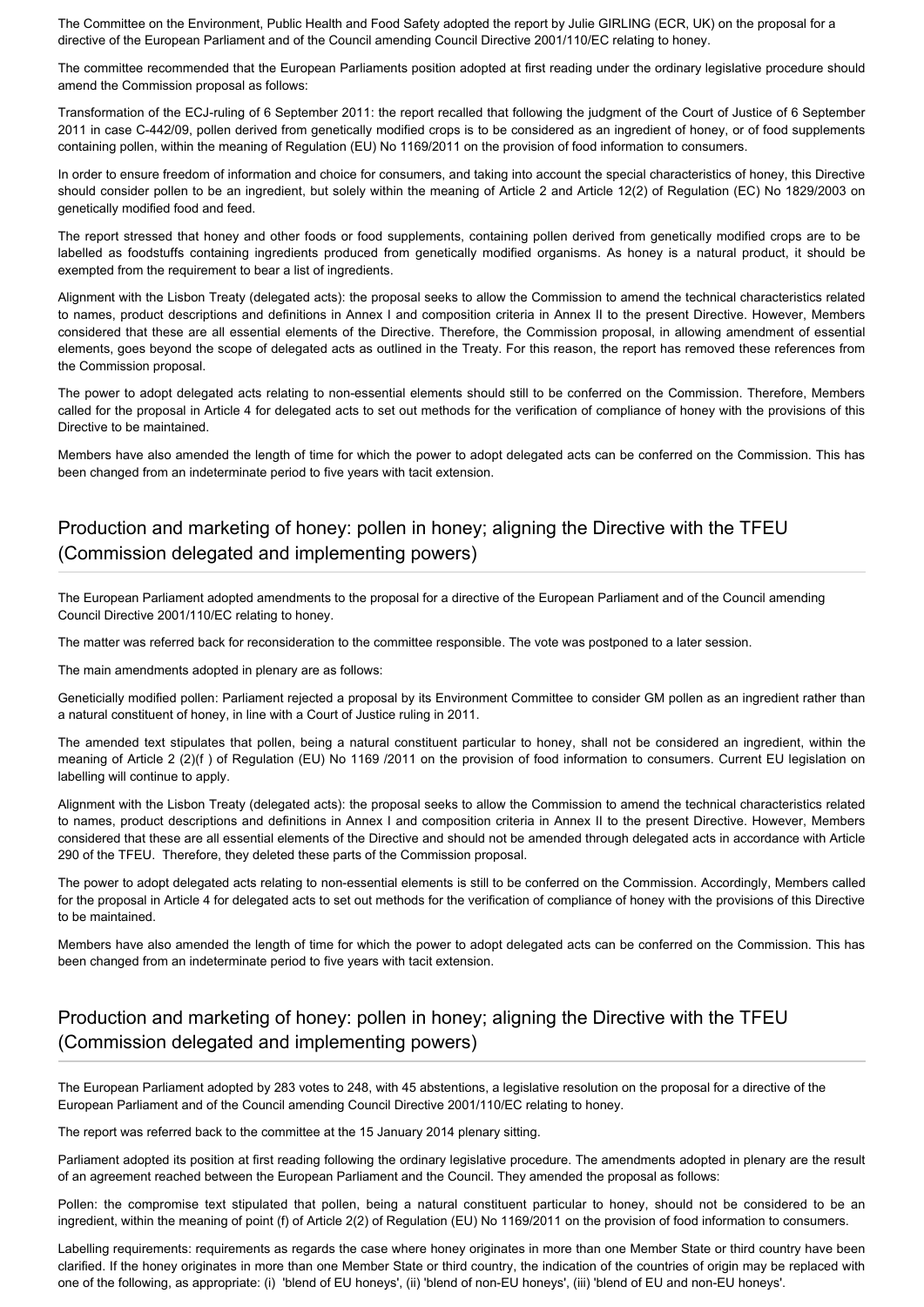The Committee on the Environment, Public Health and Food Safety adopted the report by Julie GIRLING (ECR, UK) on the proposal for a directive of the European Parliament and of the Council amending Council Directive 2001/110/EC relating to honey.

The committee recommended that the European Parliaments position adopted at first reading under the ordinary legislative procedure should amend the Commission proposal as follows:

Transformation of the ECJ-ruling of 6 September 2011: the report recalled that following the judgment of the Court of Justice of 6 September 2011 in case C-442/09, pollen derived from genetically modified crops is to be considered as an ingredient of honey, or of food supplements containing pollen, within the meaning of Regulation (EU) No 1169/2011 on the provision of food information to consumers.

In order to ensure freedom of information and choice for consumers, and taking into account the special characteristics of honey, this Directive should consider pollen to be an ingredient, but solely within the meaning of Article 2 and Article 12(2) of Regulation (EC) No 1829/2003 on genetically modified food and feed.

The report stressed that honey and other foods or food supplements, containing pollen derived from genetically modified crops are to be labelled as foodstuffs containing ingredients produced from genetically modified organisms. As honey is a natural product, it should be exempted from the requirement to bear a list of ingredients.

Alignment with the Lisbon Treaty (delegated acts): the proposal seeks to allow the Commission to amend the technical characteristics related to names, product descriptions and definitions in Annex I and composition criteria in Annex II to the present Directive. However, Members considered that these are all essential elements of the Directive. Therefore, the Commission proposal, in allowing amendment of essential elements, goes beyond the scope of delegated acts as outlined in the Treaty. For this reason, the report has removed these references from the Commission proposal.

The power to adopt delegated acts relating to non-essential elements should still to be conferred on the Commission. Therefore, Members called for the proposal in Article 4 for delegated acts to set out methods for the verification of compliance of honey with the provisions of this Directive to be maintained.

Members have also amended the length of time for which the power to adopt delegated acts can be conferred on the Commission. This has been changed from an indeterminate period to five years with tacit extension.

## Production and marketing of honey: pollen in honey; aligning the Directive with the TFEU (Commission delegated and implementing powers)

The European Parliament adopted amendments to the proposal for a directive of the European Parliament and of the Council amending Council Directive 2001/110/EC relating to honey.

The matter was referred back for reconsideration to the committee responsible. The vote was postponed to a later session.

The main amendments adopted in plenary are as follows:

Geneticially modified pollen: Parliament rejected a proposal by its Environment Committee to consider GM pollen as an ingredient rather than a natural constituent of honey, in line with a Court of Justice ruling in 2011.

The amended text stipulates that pollen, being a natural constituent particular to honey, shall not be considered an ingredient, within the meaning of Article 2 (2)(f ) of Regulation (EU) No 1169 /2011 on the provision of food information to consumers. Current EU legislation on labelling will continue to apply.

Alignment with the Lisbon Treaty (delegated acts): the proposal seeks to allow the Commission to amend the technical characteristics related to names, product descriptions and definitions in Annex I and composition criteria in Annex II to the present Directive. However, Members considered that these are all essential elements of the Directive and should not be amended through delegated acts in accordance with Article 290 of the TFEU. Therefore, they deleted these parts of the Commission proposal.

The power to adopt delegated acts relating to non-essential elements is still to be conferred on the Commission. Accordingly, Members called for the proposal in Article 4 for delegated acts to set out methods for the verification of compliance of honey with the provisions of this Directive to be maintained.

Members have also amended the length of time for which the power to adopt delegated acts can be conferred on the Commission. This has been changed from an indeterminate period to five years with tacit extension.

## Production and marketing of honey: pollen in honey; aligning the Directive with the TFEU (Commission delegated and implementing powers)

The European Parliament adopted by 283 votes to 248, with 45 abstentions, a legislative resolution on the proposal for a directive of the European Parliament and of the Council amending Council Directive 2001/110/EC relating to honey.

The report was referred back to the committee at the 15 January 2014 plenary sitting.

Parliament adopted its position at first reading following the ordinary legislative procedure. The amendments adopted in plenary are the result of an agreement reached between the European Parliament and the Council. They amended the proposal as follows:

Pollen: the compromise text stipulated that pollen, being a natural constituent particular to honey, should not be considered to be an ingredient, within the meaning of point (f) of Article 2(2) of Regulation (EU) No 1169/2011 on the provision of food information to consumers.

Labelling requirements: requirements as regards the case where honey originates in more than one Member State or third country have been clarified. If the honey originates in more than one Member State or third country, the indication of the countries of origin may be replaced with one of the following, as appropriate: (i) 'blend of EU honeys', (ii) 'blend of non-EU honeys', (iii) 'blend of EU and non-EU honeys'.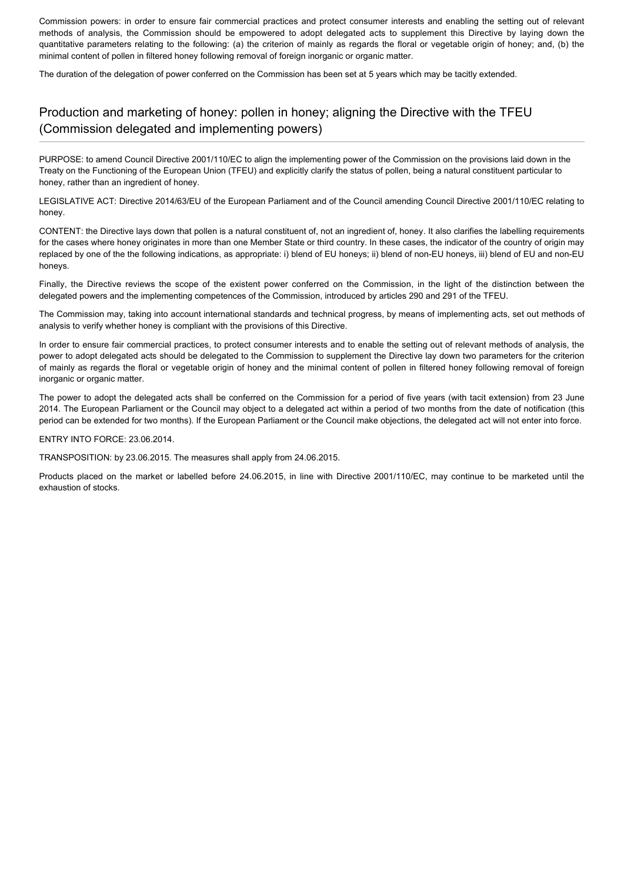Commission powers: in order to ensure fair commercial practices and protect consumer interests and enabling the setting out of relevant methods of analysis, the Commission should be empowered to adopt delegated acts to supplement this Directive by laying down the quantitative parameters relating to the following: (a) the criterion of mainly as regards the floral or vegetable origin of honey; and, (b) the minimal content of pollen in filtered honey following removal of foreign inorganic or organic matter.

The duration of the delegation of power conferred on the Commission has been set at 5 years which may be tacitly extended.

## Production and marketing of honey: pollen in honey; aligning the Directive with the TFEU (Commission delegated and implementing powers)

PURPOSE: to amend Council Directive 2001/110/EC to align the implementing power of the Commission on the provisions laid down in the Treaty on the Functioning of the European Union (TFEU) and explicitly clarify the status of pollen, being a natural constituent particular to honey, rather than an ingredient of honey.

LEGISLATIVE ACT: Directive 2014/63/EU of the European Parliament and of the Council amending Council Directive 2001/110/EC relating to honey.

CONTENT: the Directive lays down that pollen is a natural constituent of, not an ingredient of, honey. It also clarifies the labelling requirements for the cases where honey originates in more than one Member State or third country. In these cases, the indicator of the country of origin may replaced by one of the the following indications, as appropriate: i) blend of EU honeys; ii) blend of non-EU honeys, iii) blend of EU and non-EU honeys.

Finally, the Directive reviews the scope of the existent power conferred on the Commission, in the light of the distinction between the delegated powers and the implementing competences of the Commission, introduced by articles 290 and 291 of the TFEU.

The Commission may, taking into account international standards and technical progress, by means of implementing acts, set out methods of analysis to verify whether honey is compliant with the provisions of this Directive.

In order to ensure fair commercial practices, to protect consumer interests and to enable the setting out of relevant methods of analysis, the power to adopt delegated acts should be delegated to the Commission to supplement the Directive lay down two parameters for the criterion of mainly as regards the floral or vegetable origin of honey and the minimal content of pollen in filtered honey following removal of foreign inorganic or organic matter.

The power to adopt the delegated acts shall be conferred on the Commission for a period of five years (with tacit extension) from 23 June 2014. The European Parliament or the Council may object to a delegated act within a period of two months from the date of notification (this period can be extended for two months). If the European Parliament or the Council make objections, the delegated act will not enter into force.

ENTRY INTO FORCE: 23.06.2014.

TRANSPOSITION: by 23.06.2015. The measures shall apply from 24.06.2015.

Products placed on the market or labelled before 24.06.2015, in line with Directive 2001/110/EC, may continue to be marketed until the exhaustion of stocks.